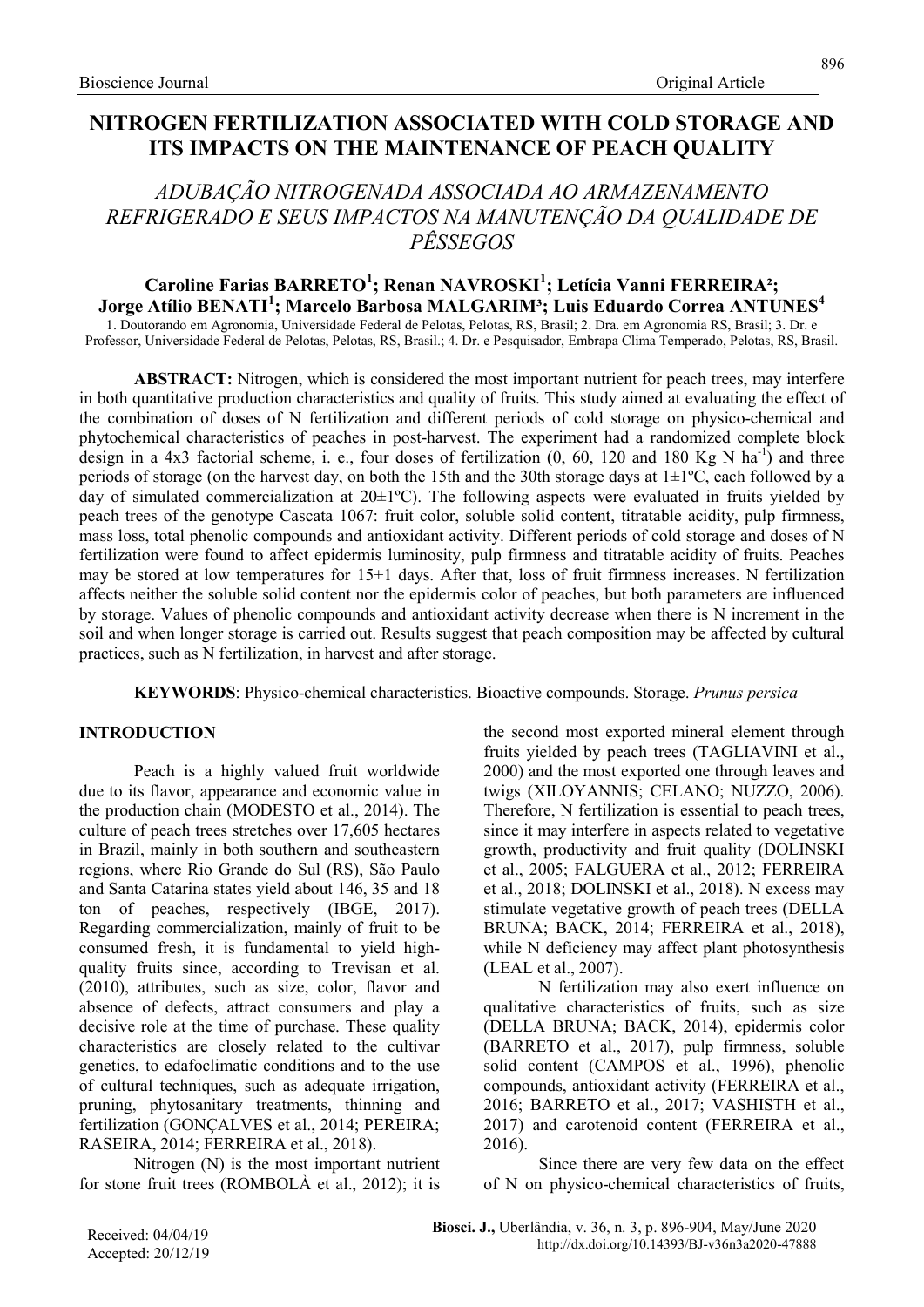# NITROGEN FERTILIZATION ASSOCIATED WITH COLD STORAGE AND ITS IMPACTS ON THE MAINTENANCE OF PEACH QUALITY

## *ADUBAÇÃO NITROGENADA ASSOCIADA AO ARMAZENAMENTO REFRIGERADO E SEUS IMPACTOS NA MANUTENÇÃO DA QUALIDADE DE PÊSSEGOS*

**Caroline Farias BARRETO[1]; Renan NAVROSKI[1]; Letícia Vanni FERREIRA[2]; Jorge Atílio BENATI[1]; Marcelo Barbosa MALGARIM[3]; Luis Eduardo Correa ANTUNES[4]**

1. Doutorando em Agronomia, Universidade Federal de Pelotas, Pelotas, RS, Brasil; 2. Dra. em Agronomia RS, Brasil; 3. Dr. e Professor, Universidade Federal de Pelotas, Pelotas, RS, Brasil.; 4. Dr. e Pesquisador, Embrapa Clima Temperado, Pelotas, RS, Brasil.

**ABSTRACT:** Nitrogen, which is considered the most important nutrient for peach trees, may interfere in both quantitative production characteristics and quality of fruits. This study aimed at evaluating the effect of the combination of doses of N fertilization and different periods of cold storage on physico-chemical and phytochemical characteristics of peaches in post-harvest. The experiment had a randomized complete block design in a 4x3 factorial scheme, i. e., four doses of fertilization (0, 60, 120 and 180 Kg N ha$^{-1}$) and three periods of storage (on the harvest day, on both the 15th and the 30th storage days at 1±1ºC, each followed by a day of simulated commercialization at 20±1ºC). The following aspects were evaluated in fruits yielded by peach trees of the genotype Cascata 1067: fruit color, soluble solid content, titratable acidity, pulp firmness, mass loss, total phenolic compounds and antioxidant activity. Different periods of cold storage and doses of N fertilization were found to affect epidermis luminosity, pulp firmness and titratable acidity of fruits. Peaches may be stored at low temperatures for 15+1 days. After that, loss of fruit firmness increases. N fertilization affects neither the soluble solid content nor the epidermis color of peaches, but both parameters are influenced by storage. Values of phenolic compounds and antioxidant activity decrease when there is N increment in the soil and when longer storage is carried out. Results suggest that peach composition may be affected by cultural practices, such as N fertilization, in harvest and after storage.

**KEYWORDS**: Physico-chemical characteristics. Bioactive compounds. Storage. *Prunus persica*

## INTRODUCTION

Peach is a highly valued fruit worldwide due to its flavor, appearance and economic value in the production chain (MODESTO et al., 2014). The culture of peach trees stretches over 17,605 hectares in Brazil, mainly in both southern and southeastern regions, where Rio Grande do Sul (RS), São Paulo and Santa Catarina states yield about 146, 35 and 18 ton of peaches, respectively (IBGE, 2017). Regarding commercialization, mainly of fruit to be consumed fresh, it is fundamental to yield high-quality fruits since, according to Trevisan et al. (2010), attributes, such as size, color, flavor and absence of defects, attract consumers and play a decisive role at the time of purchase. These quality characteristics are closely related to the cultivar genetics, to edafoclimatic conditions and to the use of cultural techniques, such as adequate irrigation, pruning, phytosanitary treatments, thinning and fertilization (GONÇALVES et al., 2014; PEREIRA; RASEIRA, 2014; FERREIRA et al., 2018).

Nitrogen (N) is the most important nutrient for stone fruit trees (ROMBOLÀ et al., 2012); it is the second most exported mineral element through fruits yielded by peach trees (TAGLIAVINI et al., 2000) and the most exported one through leaves and twigs (XILOYANNIS; CELANO; NUZZO, 2006). Therefore, N fertilization is essential to peach trees, since it may interfere in aspects related to vegetative growth, productivity and fruit quality (DOLINSKI et al., 2005; FALGUERA et al., 2012; FERREIRA et al., 2018; DOLINSKI et al., 2018). N excess may stimulate vegetative growth of peach trees (DELLA BRUNA; BACK, 2014; FERREIRA et al., 2018), while N deficiency may affect plant photosynthesis (LEAL et al., 2007).

N fertilization may also exert influence on qualitative characteristics of fruits, such as size (DELLA BRUNA; BACK, 2014), epidermis color (BARRETO et al., 2017), pulp firmness, soluble solid content (CAMPOS et al., 1996), phenolic compounds, antioxidant activity (FERREIRA et al., 2016; BARRETO et al., 2017; VASHISTH et al., 2017) and carotenoid content (FERREIRA et al., 2016).

Since there are very few data on the effect of N on physico-chemical characteristics of fruits,

Received: 04/04/19
Accepted: 20/12/19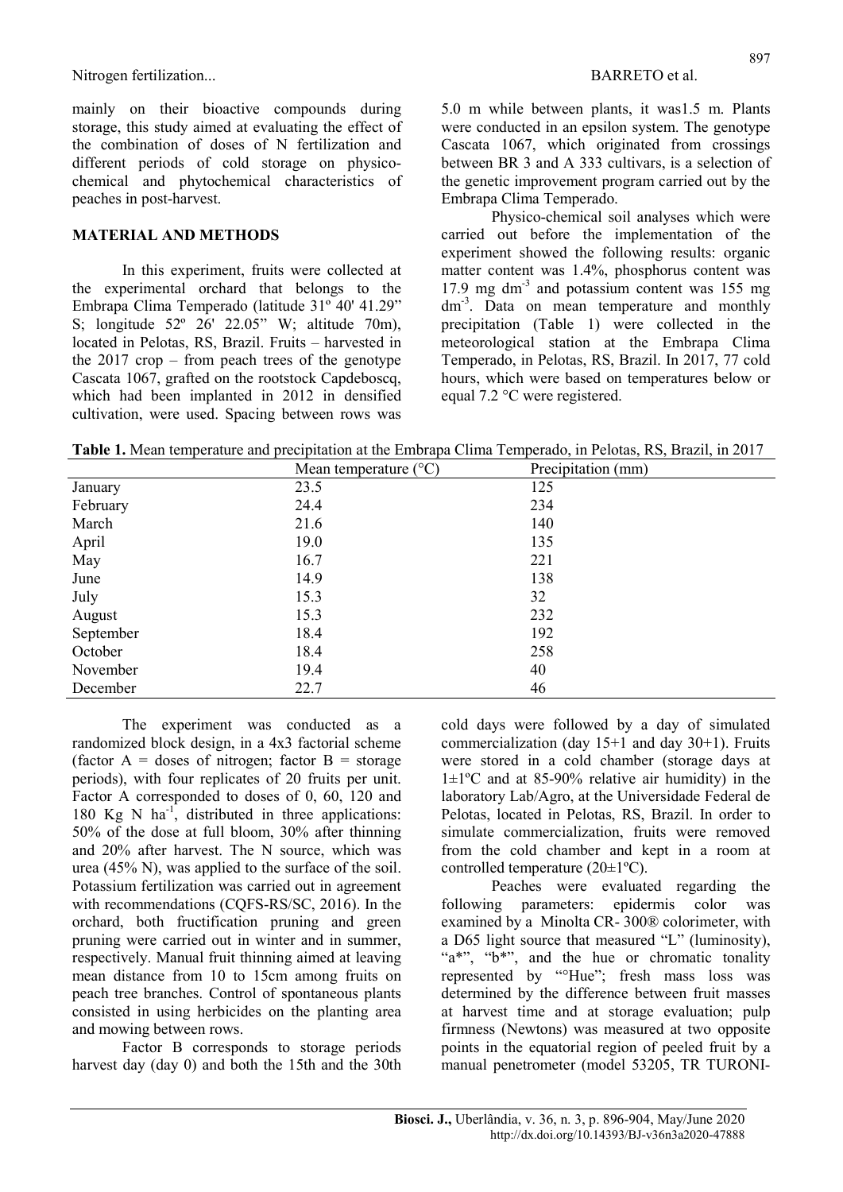mainly on their bioactive compounds during storage, this study aimed at evaluating the effect of the combination of doses of N fertilization and different periods of cold storage on physico-chemical and phytochemical characteristics of peaches in post-harvest.

## MATERIAL AND METHODS

In this experiment, fruits were collected at the experimental orchard that belongs to the Embrapa Clima Temperado (latitude 31º 40' 41.29" S; longitude 52º 26' 22.05" W; altitude 70m), located in Pelotas, RS, Brazil. Fruits – harvested in the 2017 crop – from peach trees of the genotype Cascata 1067, grafted on the rootstock Capdeboscq, which had been implanted in 2012 in densified cultivation, were used. Spacing between rows was 5.0 m while between plants, it was1.5 m. Plants were conducted in an epsilon system. The genotype Cascata 1067, which originated from crossings between BR 3 and A 333 cultivars, is a selection of the genetic improvement program carried out by the Embrapa Clima Temperado.

Physico-chemical soil analyses which were carried out before the implementation of the experiment showed the following results: organic matter content was 1.4%, phosphorus content was 17.9 mg $dm^{-3}$ and potassium content was 155 mg $dm^{-3}$. Data on mean temperature and monthly precipitation (Table 1) were collected in the meteorological station at the Embrapa Clima Temperado, in Pelotas, RS, Brazil. In 2017, 77 cold hours, which were based on temperatures below or equal 7.2 °C were registered.

**Table 1.** Mean temperature and precipitation at the Embrapa Clima Temperado, in Pelotas, RS, Brazil, in 2017

| | Mean temperature (°C) | Precipitation (mm) |
|---|---|---|
| January | 23.5 | 125 |
| February | 24.4 | 234 |
| March | 21.6 | 140 |
| April | 19.0 | 135 |
| May | 16.7 | 221 |
| June | 14.9 | 138 |
| July | 15.3 | 32 |
| August | 15.3 | 232 |
| September | 18.4 | 192 |
| October | 18.4 | 258 |
| November | 19.4 | 40 |
| December | 22.7 | 46 |

The experiment was conducted as a randomized block design, in a 4x3 factorial scheme (factor A = doses of nitrogen; factor B = storage periods), with four replicates of 20 fruits per unit. Factor A corresponded to doses of 0, 60, 120 and 180 Kg N $ha^{-1}$, distributed in three applications: 50% of the dose at full bloom, 30% after thinning and 20% after harvest. The N source, which was urea (45% N), was applied to the surface of the soil. Potassium fertilization was carried out in agreement with recommendations (CQFS-RS/SC, 2016). In the orchard, both fructification pruning and green pruning were carried out in winter and in summer, respectively. Manual fruit thinning aimed at leaving mean distance from 10 to 15cm among fruits on peach tree branches. Control of spontaneous plants consisted in using herbicides on the planting area and mowing between rows.

Factor B corresponds to storage periods harvest day (day 0) and both the 15th and the 30th cold days were followed by a day of simulated commercialization (day 15+1 and day 30+1). Fruits were stored in a cold chamber (storage days at 1±1ºC and at 85-90% relative air humidity) in the laboratory Lab/Agro, at the Universidade Federal de Pelotas, located in Pelotas, RS, Brazil. In order to simulate commercialization, fruits were removed from the cold chamber and kept in a room at controlled temperature (20±1ºC).

Peaches were evaluated regarding the following parameters: epidermis color was examined by a Minolta CR- 300® colorimeter, with a D65 light source that measured "L" (luminosity), "a*", "b*", and the hue or chromatic tonality represented by "°Hue"; fresh mass loss was determined by the difference between fruit masses at harvest time and at storage evaluation; pulp firmness (Newtons) was measured at two opposite points in the equatorial region of peeled fruit by a manual penetrometer (model 53205, TR TURONI-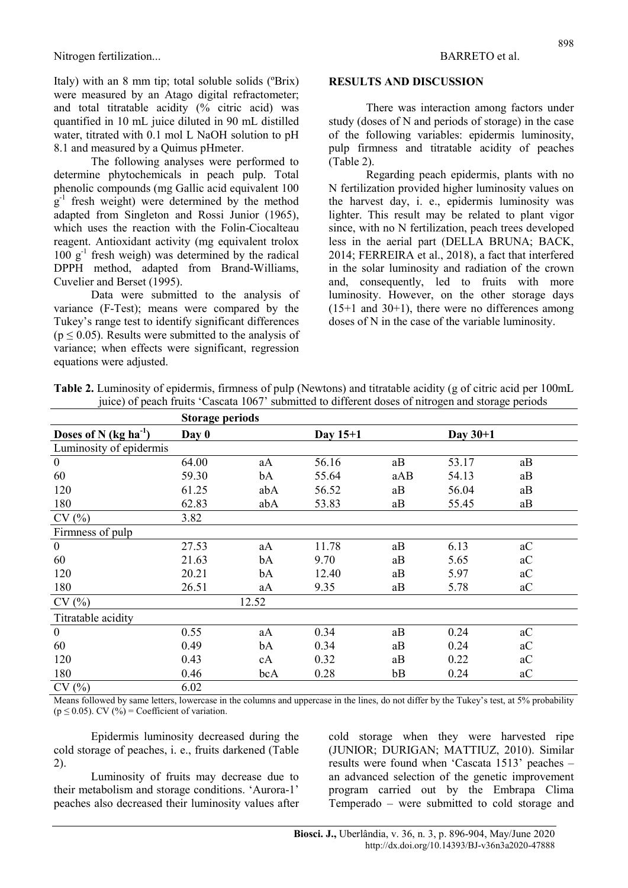Italy) with an 8 mm tip; total soluble solids (ºBrix) were measured by an Atago digital refractometer; and total titratable acidity (% citric acid) was quantified in 10 mL juice diluted in 90 mL distilled water, titrated with 0.1 mol L NaOH solution to pH 8.1 and measured by a Quimus pHmeter.

The following analyses were performed to determine phytochemicals in peach pulp. Total phenolic compounds (mg Gallic acid equivalent 100 $g^{-1}$ fresh weight) were determined by the method adapted from Singleton and Rossi Junior (1965), which uses the reaction with the Folin-Ciocalteau reagent. Antioxidant activity (mg equivalent trolox 100 $g^{-1}$ fresh weigh) was determined by the radical DPPH method, adapted from Brand-Williams, Cuvelier and Berset (1995).

Data were submitted to the analysis of variance (F-Test); means were compared by the Tukey's range test to identify significant differences ($p \leq 0.05$). Results were submitted to the analysis of variance; when effects were significant, regression equations were adjusted.

## RESULTS AND DISCUSSION

There was interaction among factors under study (doses of N and periods of storage) in the case of the following variables: epidermis luminosity, pulp firmness and titratable acidity of peaches (Table 2).

Regarding peach epidermis, plants with no N fertilization provided higher luminosity values on the harvest day, i. e., epidermis luminosity was lighter. This result may be related to plant vigor since, with no N fertilization, peach trees developed less in the aerial part (DELLA BRUNA; BACK, 2014; FERREIRA et al., 2018), a fact that interfered in the solar luminosity and radiation of the crown and, consequently, led to fruits with more luminosity. However, on the other storage days (15+1 and 30+1), there were no differences among doses of N in the case of the variable luminosity.

**Table 2.** Luminosity of epidermis, firmness of pulp (Newtons) and titratable acidity (g of citric acid per 100mL juice) of peach fruits 'Cascata 1067' submitted to different doses of nitrogen and storage periods

| | Storage periods | | | | | |
|---|---|---|---|---|---|---|
| Doses of N (kg $ha^{-1}$) | Day 0 | | Day 15+1 | | Day 30+1 | |
| Luminosity of epidermis | | | | | | |
| 0 | 64.00 | aA | 56.16 | aB | 53.17 | aB |
| 60 | 59.30 | bA | 55.64 | aAB | 54.13 | aB |
| 120 | 61.25 | abA | 56.52 | aB | 56.04 | aB |
| 180 | 62.83 | abA | 53.83 | aB | 55.45 | aB |
| CV (%) | 3.82 | | | | | |
| Firmness of pulp | | | | | | |
| 0 | 27.53 | aA | 11.78 | aB | 6.13 | aC |
| 60 | 21.63 | bA | 9.70 | aB | 5.65 | aC |
| 120 | 20.21 | bA | 12.40 | aB | 5.97 | aC |
| 180 | 26.51 | aA | 9.35 | aB | 5.78 | aC |
| CV (%) | 12.52 | | | | | |
| Titratable acidity | | | | | | |
| 0 | 0.55 | aA | 0.34 | aB | 0.24 | aC |
| 60 | 0.49 | bA | 0.34 | aB | 0.24 | aC |
| 120 | 0.43 | cA | 0.32 | aB | 0.22 | aC |
| 180 | 0.46 | bcA | 0.28 | bB | 0.24 | aC |
| CV (%) | 6.02 | | | | | |

Means followed by same letters, lowercase in the columns and uppercase in the lines, do not differ by the Tukey's test, at 5% probability ($p \leq 0.05$). CV (%) = Coefficient of variation.

Epidermis luminosity decreased during the cold storage of peaches, i. e., fruits darkened (Table 2).

Luminosity of fruits may decrease due to their metabolism and storage conditions. 'Aurora-1' peaches also decreased their luminosity values after cold storage when they were harvested ripe (JUNIOR; DURIGAN; MATTIUZ, 2010). Similar results were found when 'Cascata 1513' peaches – an advanced selection of the genetic improvement program carried out by the Embrapa Clima Temperado – were submitted to cold storage and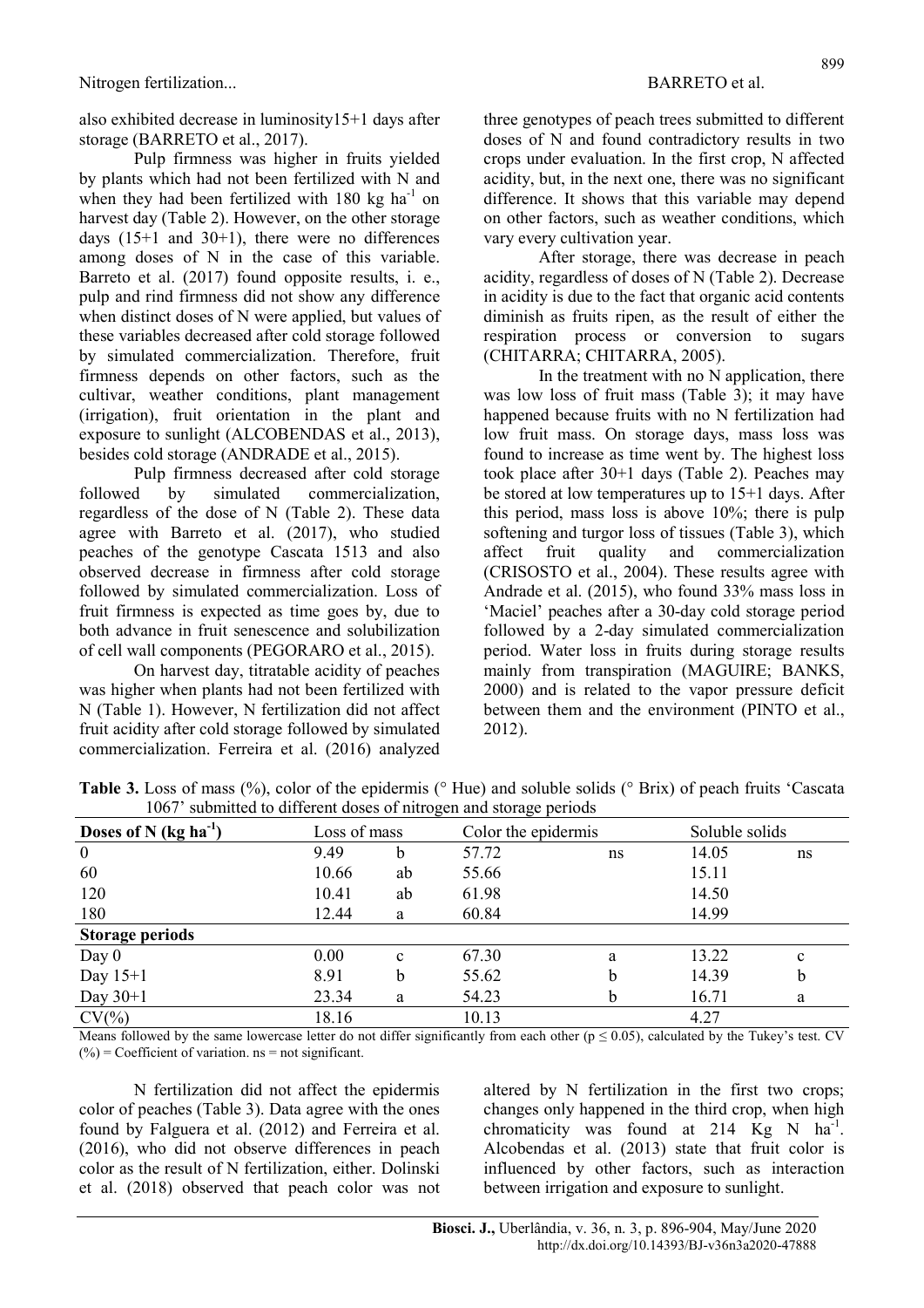also exhibited decrease in luminosity15+1 days after storage (BARRETO et al., 2017).

Pulp firmness was higher in fruits yielded by plants which had not been fertilized with N and when they had been fertilized with 180 kg ha$^{-1}$ on harvest day (Table 2). However, on the other storage days (15+1 and 30+1), there were no differences among doses of N in the case of this variable. Barreto et al. (2017) found opposite results, i. e., pulp and rind firmness did not show any difference when distinct doses of N were applied, but values of these variables decreased after cold storage followed by simulated commercialization. Therefore, fruit firmness depends on other factors, such as the cultivar, weather conditions, plant management (irrigation), fruit orientation in the plant and exposure to sunlight (ALCOBENDAS et al., 2013), besides cold storage (ANDRADE et al., 2015).

Pulp firmness decreased after cold storage followed by simulated commercialization, regardless of the dose of N (Table 2). These data agree with Barreto et al. (2017), who studied peaches of the genotype Cascata 1513 and also observed decrease in firmness after cold storage followed by simulated commercialization. Loss of fruit firmness is expected as time goes by, due to both advance in fruit senescence and solubilization of cell wall components (PEGORARO et al., 2015).

On harvest day, titratable acidity of peaches was higher when plants had not been fertilized with N (Table 1). However, N fertilization did not affect fruit acidity after cold storage followed by simulated commercialization. Ferreira et al. (2016) analyzed three genotypes of peach trees submitted to different doses of N and found contradictory results in two crops under evaluation. In the first crop, N affected acidity, but, in the next one, there was no significant difference. It shows that this variable may depend on other factors, such as weather conditions, which vary every cultivation year.

After storage, there was decrease in peach acidity, regardless of doses of N (Table 2). Decrease in acidity is due to the fact that organic acid contents diminish as fruits ripen, as the result of either the respiration process or conversion to sugars (CHITARRA; CHITARRA, 2005).

In the treatment with no N application, there was low loss of fruit mass (Table 3); it may have happened because fruits with no N fertilization had low fruit mass. On storage days, mass loss was found to increase as time went by. The highest loss took place after 30+1 days (Table 2). Peaches may be stored at low temperatures up to 15+1 days. After this period, mass loss is above 10%; there is pulp softening and turgor loss of tissues (Table 3), which affect fruit quality and commercialization (CRISOSTO et al., 2004). These results agree with Andrade et al. (2015), who found 33% mass loss in 'Maciel' peaches after a 30-day cold storage period followed by a 2-day simulated commercialization period. Water loss in fruits during storage results mainly from transpiration (MAGUIRE; BANKS, 2000) and is related to the vapor pressure deficit between them and the environment (PINTO et al., 2012).

**Table 3.** Loss of mass (%), color of the epidermis (° Hue) and soluble solids (° Brix) of peach fruits 'Cascata 1067' submitted to different doses of nitrogen and storage periods

| Doses of N (kg ha$^{-1}$) | Loss of mass | | Color the epidermis | | Soluble solids | |
|---|---|---|---|---|---|---|
| 0 | 9.49 | b | 57.72 | ns | 14.05 | ns |
| 60 | 10.66 | ab | 55.66 | | 15.11 | |
| 120 | 10.41 | ab | 61.98 | | 14.50 | |
| 180 | 12.44 | a | 60.84 | | 14.99 | |
| **Storage periods** | | | | | | |
| Day 0 | 0.00 | c | 67.30 | a | 13.22 | c |
| Day 15+1 | 8.91 | b | 55.62 | b | 14.39 | b |
| Day 30+1 | 23.34 | a | 54.23 | b | 16.71 | a |
| CV(%) | 18.16 | | 10.13 | | 4.27 | |

Means followed by the same lowercase letter do not differ significantly from each other ($p \leq 0.05$), calculated by the Tukey's test. CV (%) = Coefficient of variation. ns = not significant.

N fertilization did not affect the epidermis color of peaches (Table 3). Data agree with the ones found by Falguera et al. (2012) and Ferreira et al. (2016), who did not observe differences in peach color as the result of N fertilization, either. Dolinski et al. (2018) observed that peach color was not altered by N fertilization in the first two crops; changes only happened in the third crop, when high chromaticity was found at 214 Kg N ha$^{-1}$. Alcobendas et al. (2013) state that fruit color is influenced by other factors, such as interaction between irrigation and exposure to sunlight.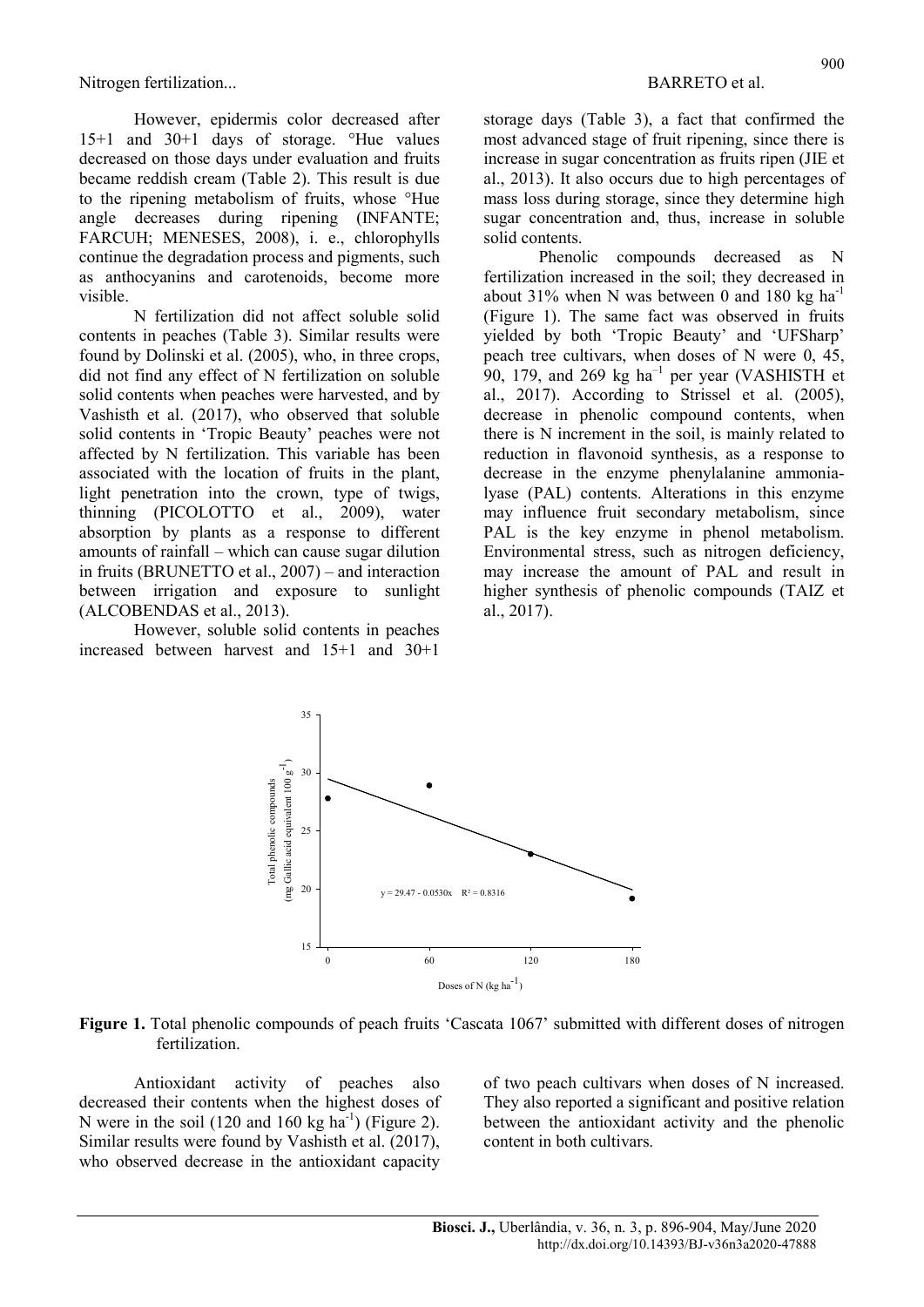However, epidermis color decreased after 15+1 and 30+1 days of storage. °Hue values decreased on those days under evaluation and fruits became reddish cream (Table 2). This result is due to the ripening metabolism of fruits, whose °Hue angle decreases during ripening (INFANTE; FARCUH; MENESES, 2008), i. e., chlorophylls continue the degradation process and pigments, such as anthocyanins and carotenoids, become more visible.

N fertilization did not affect soluble solid contents in peaches (Table 3). Similar results were found by Dolinski et al. (2005), who, in three crops, did not find any effect of N fertilization on soluble solid contents when peaches were harvested, and by Vashisth et al. (2017), who observed that soluble solid contents in 'Tropic Beauty' peaches were not affected by N fertilization. This variable has been associated with the location of fruits in the plant, light penetration into the crown, type of twigs, thinning (PICOLOTTO et al., 2009), water absorption by plants as a response to different amounts of rainfall – which can cause sugar dilution in fruits (BRUNETTO et al., 2007) – and interaction between irrigation and exposure to sunlight (ALCOBENDAS et al., 2013).

However, soluble solid contents in peaches increased between harvest and 15+1 and 30+1 storage days (Table 3), a fact that confirmed the most advanced stage of fruit ripening, since there is increase in sugar concentration as fruits ripen (JIE et al., 2013). It also occurs due to high percentages of mass loss during storage, since they determine high sugar concentration and, thus, increase in soluble solid contents.

Phenolic compounds decreased as N fertilization increased in the soil; they decreased in about 31% when N was between 0 and 180 kg ha$^{-1}$ (Figure 1). The same fact was observed in fruits yielded by both 'Tropic Beauty' and 'UFSharp' peach tree cultivars, when doses of N were 0, 45, 90, 179, and 269 kg ha$^{-1}$ per year (VASHISTH et al., 2017). According to Strissel et al. (2005), decrease in phenolic compound contents, when there is N increment in the soil, is mainly related to reduction in flavonoid synthesis, as a response to decrease in the enzyme phenylalanine ammonia-lyase (PAL) contents. Alterations in this enzyme may influence fruit secondary metabolism, since PAL is the key enzyme in phenol metabolism. Environmental stress, such as nitrogen deficiency, may increase the amount of PAL and result in higher synthesis of phenolic compounds (TAIZ et al., 2017).

**Figure 1.** Total phenolic compounds of peach fruits 'Cascata 1067' submitted with different doses of nitrogen fertilization.

Antioxidant activity of peaches also decreased their contents when the highest doses of N were in the soil (120 and 160 kg ha$^{-1}$) (Figure 2). Similar results were found by Vashisth et al. (2017), who observed decrease in the antioxidant capacity of two peach cultivars when doses of N increased. They also reported a significant and positive relation between the antioxidant activity and the phenolic content in both cultivars.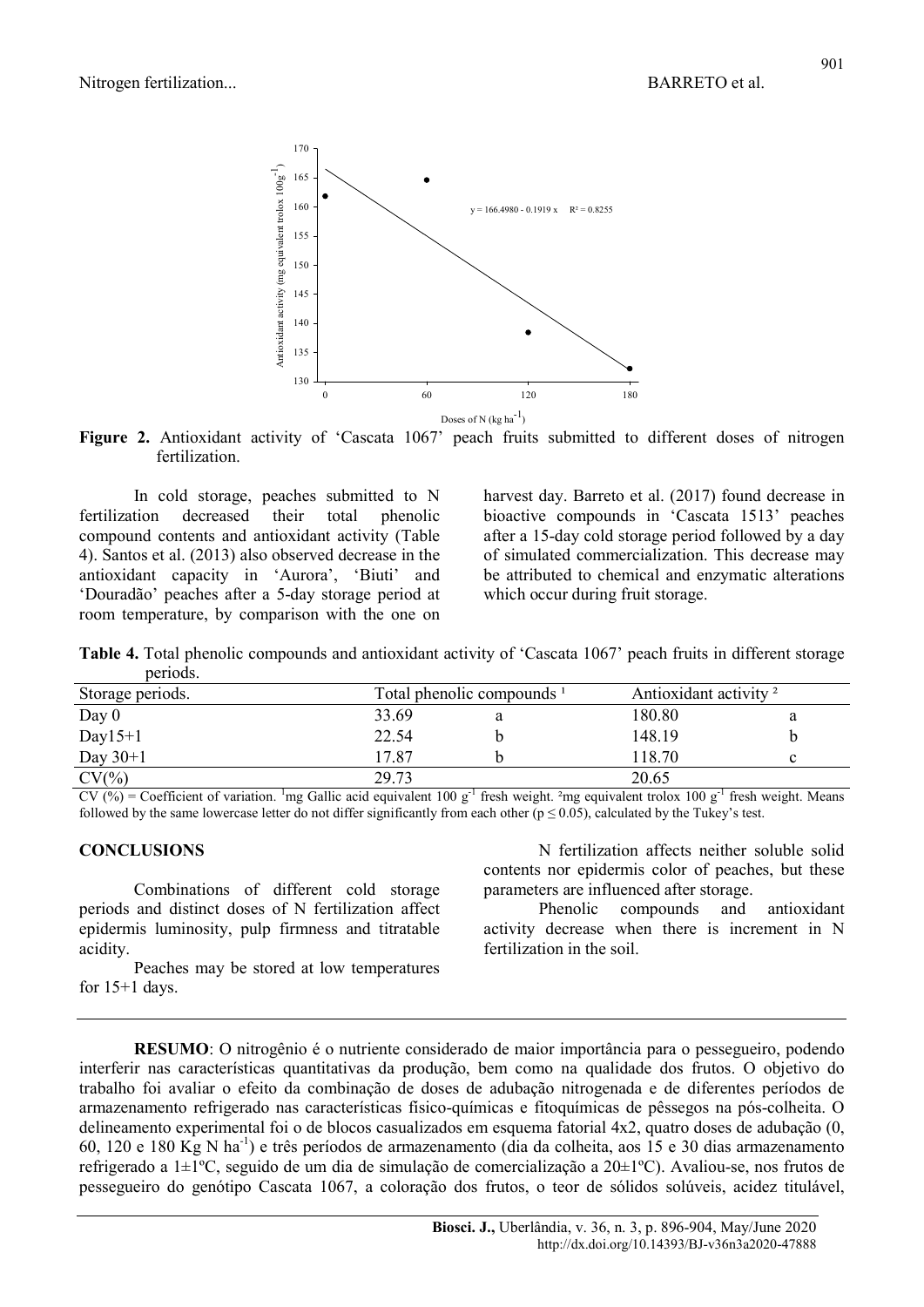**Figure 2.** Antioxidant activity of 'Cascata 1067' peach fruits submitted to different doses of nitrogen fertilization.

In cold storage, peaches submitted to N fertilization decreased their total phenolic compound contents and antioxidant activity (Table 4). Santos et al. (2013) also observed decrease in the antioxidant capacity in 'Aurora', 'Biuti' and 'Douradão' peaches after a 5-day storage period at room temperature, by comparison with the one on harvest day. Barreto et al. (2017) found decrease in bioactive compounds in 'Cascata 1513' peaches after a 15-day cold storage period followed by a day of simulated commercialization. This decrease may be attributed to chemical and enzymatic alterations which occur during fruit storage.

**Table 4.** Total phenolic compounds and antioxidant activity of 'Cascata 1067' peach fruits in different storage periods.

| Storage periods. | Total phenolic compounds [1] | | Antioxidant activity [2] | |
|---|---|---|---|---|
| Day 0 | 33.69 | a | 180.80 | a |
| Day15+1 | 22.54 | b | 148.19 | b |
| Day 30+1 | 17.87 | b | 118.70 | c |
| CV(%) | 29.73 | | 20.65 | |

CV (%) = Coefficient of variation. [1]mg Gallic acid equivalent 100 $g^{-1}$ fresh weight. [2]mg equivalent trolox 100 $g^{-1}$ fresh weight. Means followed by the same lowercase letter do not differ significantly from each other ($p \leq 0.05$), calculated by the Tukey's test.

## CONCLUSIONS

Combinations of different cold storage periods and distinct doses of N fertilization affect epidermis luminosity, pulp firmness and titratable acidity.

Peaches may be stored at low temperatures for 15+1 days.

N fertilization affects neither soluble solid contents nor epidermis color of peaches, but these parameters are influenced after storage.

Phenolic compounds and antioxidant activity decrease when there is increment in N fertilization in the soil.

---

**RESUMO**: O nitrogênio é o nutriente considerado de maior importância para o pessegueiro, podendo interferir nas características quantitativas da produção, bem como na qualidade dos frutos. O objetivo do trabalho foi avaliar o efeito da combinação de doses de adubação nitrogenada e de diferentes períodos de armazenamento refrigerado nas características físico-químicas e fitoquímicas de pêssegos na pós-colheita. O delineamento experimental foi o de blocos casualizados em esquema fatorial 4x2, quatro doses de adubação (0, 60, 120 e 180 Kg N $ha^{-1}$) e três períodos de armazenamento (dia da colheita, aos 15 e 30 dias armazenamento refrigerado a 1±1ºC, seguido de um dia de simulação de comercialização a 20±1ºC). Avaliou-se, nos frutos de pessegueiro do genótipo Cascata 1067, a coloração dos frutos, o teor de sólidos solúveis, acidez titulável,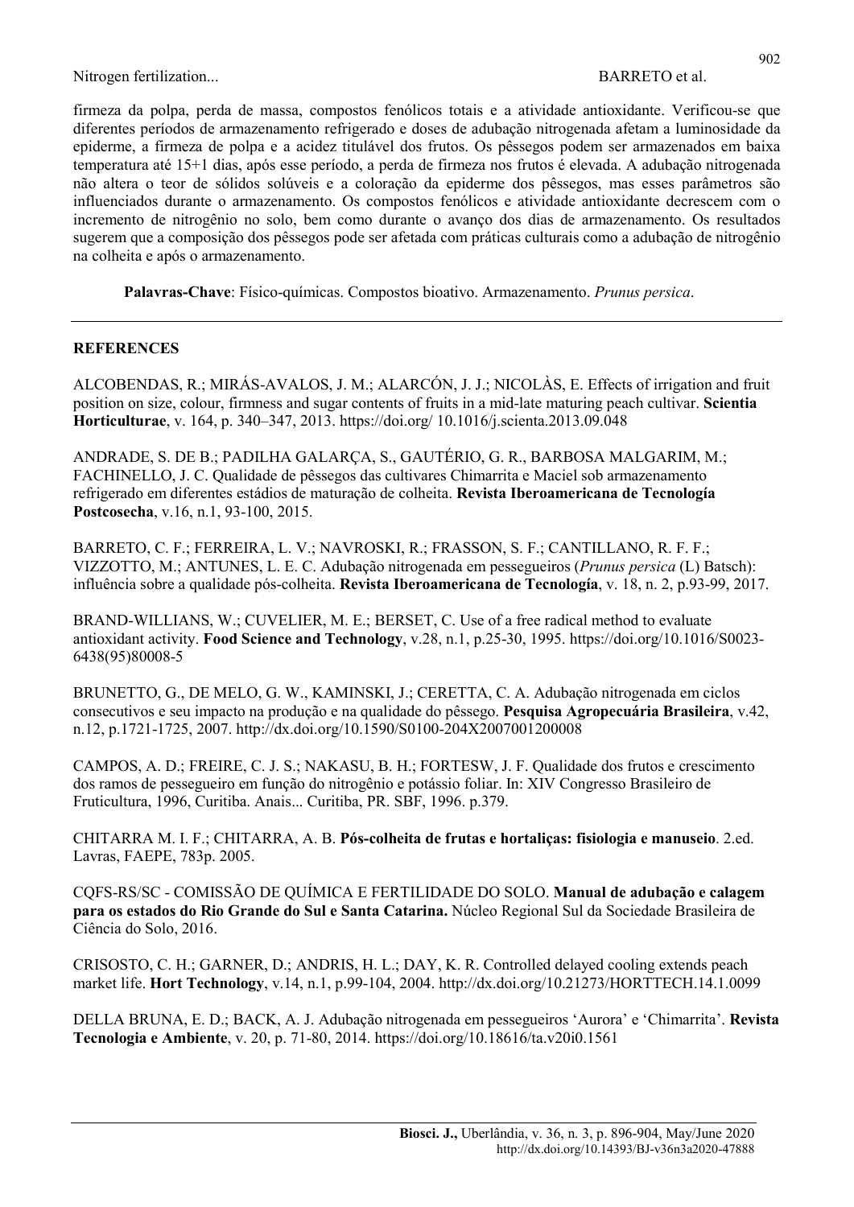firmeza da polpa, perda de massa, compostos fenólicos totais e a atividade antioxidante. Verificou-se que diferentes períodos de armazenamento refrigerado e doses de adubação nitrogenada afetam a luminosidade da epiderme, a firmeza de polpa e a acidez titulável dos frutos. Os pêssegos podem ser armazenados em baixa temperatura até 15+1 dias, após esse período, a perda de firmeza nos frutos é elevada. A adubação nitrogenada não altera o teor de sólidos solúveis e a coloração da epiderme dos pêssegos, mas esses parâmetros são influenciados durante o armazenamento. Os compostos fenólicos e atividade antioxidante decrescem com o incremento de nitrogênio no solo, bem como durante o avanço dos dias de armazenamento. Os resultados sugerem que a composição dos pêssegos pode ser afetada com práticas culturais como a adubação de nitrogênio na colheita e após o armazenamento.

**Palavras-Chave**: Físico-químicas. Compostos bioativo. Armazenamento. *Prunus persica*.

## REFERENCES

ALCOBENDAS, R.; MIRÁS-AVALOS, J. M.; ALARCÓN, J. J.; NICOLÀS, E. Effects of irrigation and fruit position on size, colour, firmness and sugar contents of fruits in a mid-late maturing peach cultivar. **Scientia Horticulturae**, v. 164, p. 340–347, 2013. https://doi.org/ 10.1016/j.scienta.2013.09.048

ANDRADE, S. DE B.; PADILHA GALARÇA, S., GAUTÉRIO, G. R., BARBOSA MALGARIM, M.; FACHINELLO, J. C. Qualidade de pêssegos das cultivares Chimarrita e Maciel sob armazenamento refrigerado em diferentes estádios de maturação de colheita. **Revista Iberoamericana de Tecnología Postcosecha**, v.16, n.1, 93-100, 2015.

BARRETO, C. F.; FERREIRA, L. V.; NAVROSKI, R.; FRASSON, S. F.; CANTILLANO, R. F. F.; VIZZOTTO, M.; ANTUNES, L. E. C. Adubação nitrogenada em pessegueiros (*Prunus persica* (L) Batsch): influência sobre a qualidade pós-colheita. **Revista Iberoamericana de Tecnología**, v. 18, n. 2, p.93-99, 2017.

BRAND-WILLIANS, W.; CUVELIER, M. E.; BERSET, C. Use of a free radical method to evaluate antioxidant activity. **Food Science and Technology**, v.28, n.1, p.25-30, 1995. https://doi.org/10.1016/S0023-6438(95)80008-5

BRUNETTO, G., DE MELO, G. W., KAMINSKI, J.; CERETTA, C. A. Adubação nitrogenada em ciclos consecutivos e seu impacto na produção e na qualidade do pêssego. **Pesquisa Agropecuária Brasileira**, v.42, n.12, p.1721-1725, 2007. http://dx.doi.org/10.1590/S0100-204X2007001200008

CAMPOS, A. D.; FREIRE, C. J. S.; NAKASU, B. H.; FORTESW, J. F. Qualidade dos frutos e crescimento dos ramos de pessegueiro em função do nitrogênio e potássio foliar. In: XIV Congresso Brasileiro de Fruticultura, 1996, Curitiba. Anais... Curitiba, PR. SBF, 1996. p.379.

CHITARRA M. I. F.; CHITARRA, A. B. **Pós-colheita de frutas e hortaliças: fisiologia e manuseio**. 2.ed. Lavras, FAEPE, 783p. 2005.

CQFS-RS/SC - COMISSÃO DE QUÍMICA E FERTILIDADE DO SOLO. **Manual de adubação e calagem para os estados do Rio Grande do Sul e Santa Catarina.** Núcleo Regional Sul da Sociedade Brasileira de Ciência do Solo, 2016.

CRISOSTO, C. H.; GARNER, D.; ANDRIS, H. L.; DAY, K. R. Controlled delayed cooling extends peach market life. **Hort Technology**, v.14, n.1, p.99-104, 2004. http://dx.doi.org/10.21273/HORTTECH.14.1.0099

DELLA BRUNA, E. D.; BACK, A. J. Adubação nitrogenada em pessegueiros 'Aurora' e 'Chimarrita'. **Revista Tecnologia e Ambiente**, v. 20, p. 71-80, 2014. https://doi.org/10.18616/ta.v20i0.1561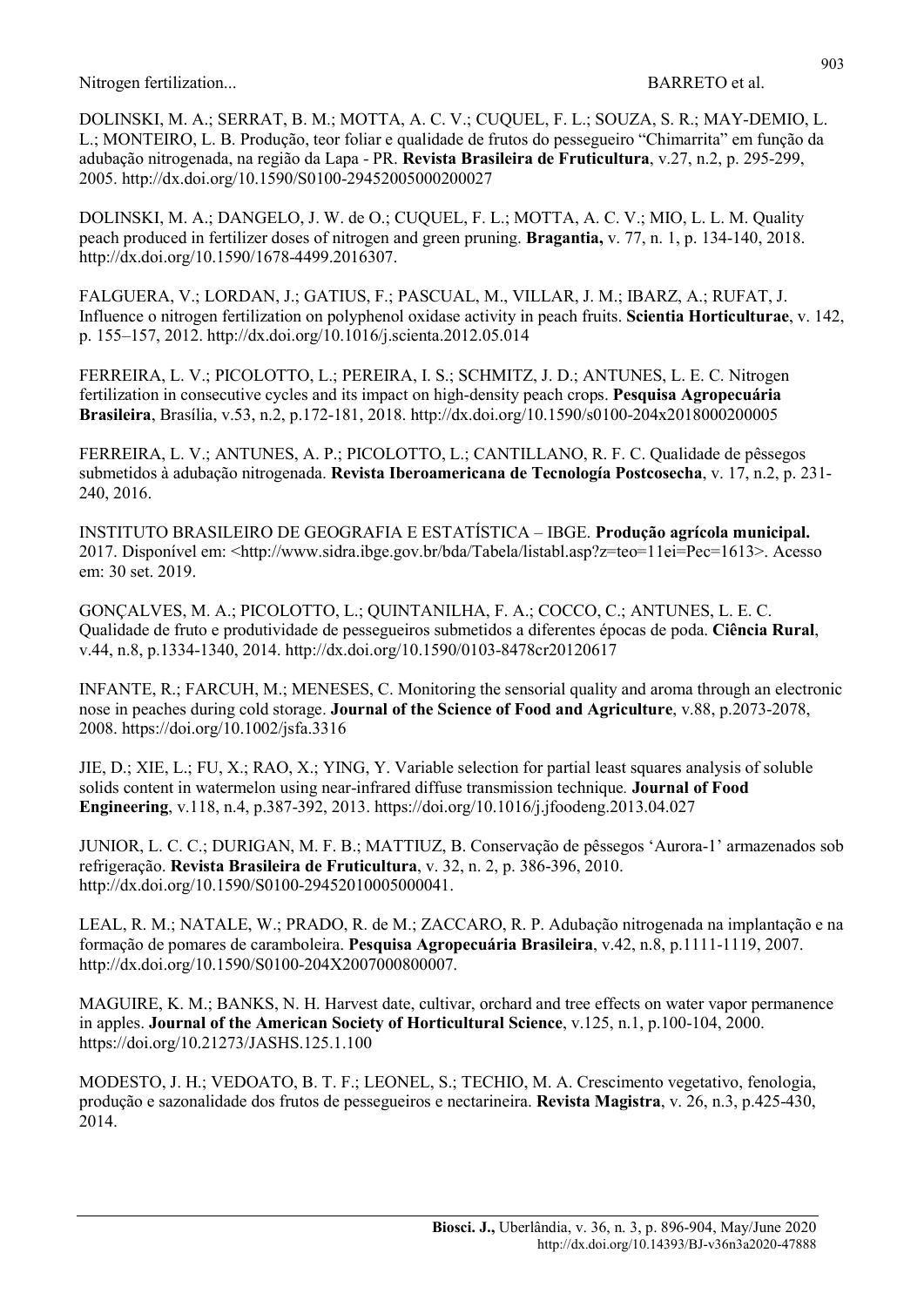DOLINSKI, M. A.; SERRAT, B. M.; MOTTA, A. C. V.; CUQUEL, F. L.; SOUZA, S. R.; MAY-DEMIO, L. L.; MONTEIRO, L. B. Produção, teor foliar e qualidade de frutos do pessegueiro "Chimarrita" em função da adubação nitrogenada, na região da Lapa - PR. **Revista Brasileira de Fruticultura**, v.27, n.2, p. 295-299, 2005. http://dx.doi.org/10.1590/S0100-29452005000200027

DOLINSKI, M. A.; DANGELO, J. W. de O.; CUQUEL, F. L.; MOTTA, A. C. V.; MIO, L. L. M. Quality peach produced in fertilizer doses of nitrogen and green pruning. **Bragantia,** v. 77, n. 1, p. 134-140, 2018. http://dx.doi.org/10.1590/1678-4499.2016307.

FALGUERA, V.; LORDAN, J.; GATIUS, F.; PASCUAL, M., VILLAR, J. M.; IBARZ, A.; RUFAT, J. Influence o nitrogen fertilization on polyphenol oxidase activity in peach fruits. **Scientia Horticulturae**, v. 142, p. 155–157, 2012. http://dx.doi.org/10.1016/j.scienta.2012.05.014

FERREIRA, L. V.; PICOLOTTO, L.; PEREIRA, I. S.; SCHMITZ, J. D.; ANTUNES, L. E. C. Nitrogen fertilization in consecutive cycles and its impact on high-density peach crops. **Pesquisa Agropecuária Brasileira**, Brasília, v.53, n.2, p.172-181, 2018. http://dx.doi.org/10.1590/s0100-204x2018000200005

FERREIRA, L. V.; ANTUNES, A. P.; PICOLOTTO, L.; CANTILLANO, R. F. C. Qualidade de pêssegos submetidos à adubação nitrogenada. **Revista Iberoamericana de Tecnología Postcosecha**, v. 17, n.2, p. 231-240, 2016.

INSTITUTO BRASILEIRO DE GEOGRAFIA E ESTATÍSTICA – IBGE. **Produção agrícola municipal.** 2017. Disponível em: <http://www.sidra.ibge.gov.br/bda/Tabela/listabl.asp?z=teo=11ei=Pec=1613>. Acesso em: 30 set. 2019.

GONÇALVES, M. A.; PICOLOTTO, L.; QUINTANILHA, F. A.; COCCO, C.; ANTUNES, L. E. C. Qualidade de fruto e produtividade de pessegueiros submetidos a diferentes épocas de poda. **Ciência Rural**, v.44, n.8, p.1334-1340, 2014. http://dx.doi.org/10.1590/0103-8478cr20120617

INFANTE, R.; FARCUH, M.; MENESES, C. Monitoring the sensorial quality and aroma through an electronic nose in peaches during cold storage. **Journal of the Science of Food and Agriculture**, v.88, p.2073-2078, 2008. https://doi.org/10.1002/jsfa.3316

JIE, D.; XIE, L.; FU, X.; RAO, X.; YING, Y. Variable selection for partial least squares analysis of soluble solids content in watermelon using near-infrared diffuse transmission technique. **Journal of Food Engineering**, v.118, n.4, p.387-392, 2013. https://doi.org/10.1016/j.jfoodeng.2013.04.027

JUNIOR, L. C. C.; DURIGAN, M. F. B.; MATTIUZ, B. Conservação de pêssegos 'Aurora-1' armazenados sob refrigeração. **Revista Brasileira de Fruticultura**, v. 32, n. 2, p. 386-396, 2010. http://dx.doi.org/10.1590/S0100-29452010005000041.

LEAL, R. M.; NATALE, W.; PRADO, R. de M.; ZACCARO, R. P. Adubação nitrogenada na implantação e na formação de pomares de caramboleira. **Pesquisa Agropecuária Brasileira**, v.42, n.8, p.1111-1119, 2007. http://dx.doi.org/10.1590/S0100-204X2007000800007.

MAGUIRE, K. M.; BANKS, N. H. Harvest date, cultivar, orchard and tree effects on water vapor permanence in apples. **Journal of the American Society of Horticultural Science**, v.125, n.1, p.100-104, 2000. https://doi.org/10.21273/JASHS.125.1.100

MODESTO, J. H.; VEDOATO, B. T. F.; LEONEL, S.; TECHIO, M. A. Crescimento vegetativo, fenologia, produção e sazonalidade dos frutos de pessegueiros e nectarineira. **Revista Magistra**, v. 26, n.3, p.425-430, 2014.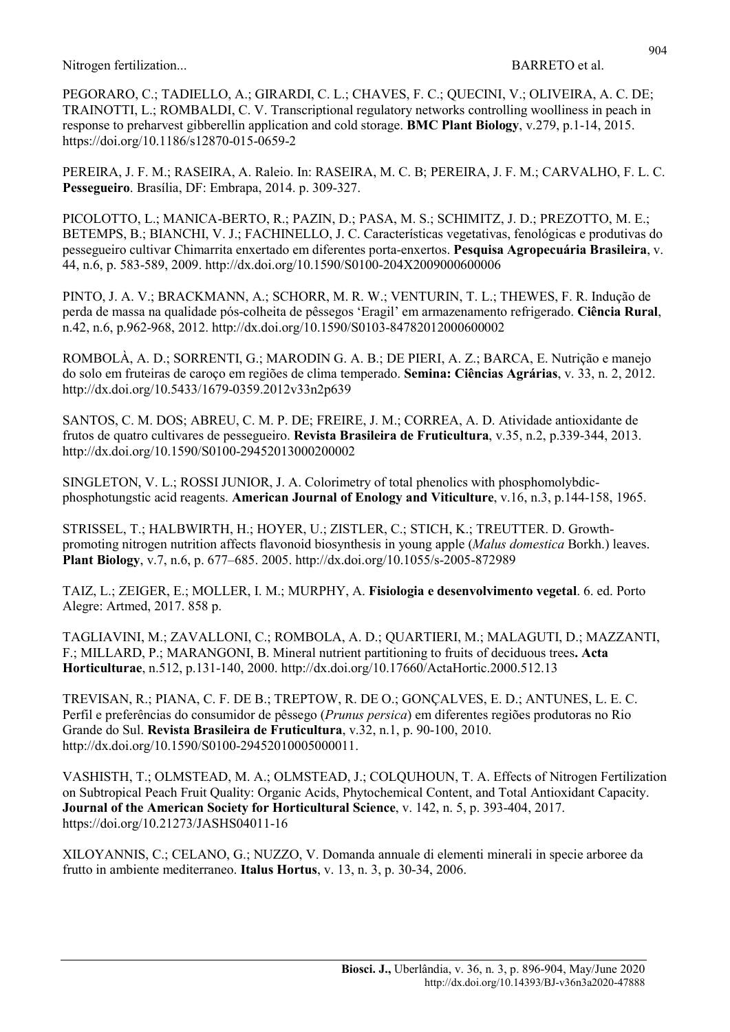PEGORARO, C.; TADIELLO, A.; GIRARDI, C. L.; CHAVES, F. C.; QUECINI, V.; OLIVEIRA, A. C. DE; TRAINOTTI, L.; ROMBALDI, C. V. Transcriptional regulatory networks controlling woolliness in peach in response to preharvest gibberellin application and cold storage. **BMC Plant Biology**, v.279, p.1-14, 2015. https://doi.org/10.1186/s12870-015-0659-2

PEREIRA, J. F. M.; RASEIRA, A. Raleio. In: RASEIRA, M. C. B; PEREIRA, J. F. M.; CARVALHO, F. L. C. **Pessegueiro**. Brasília, DF: Embrapa, 2014. p. 309-327.

PICOLOTTO, L.; MANICA-BERTO, R.; PAZIN, D.; PASA, M. S.; SCHIMITZ, J. D.; PREZOTTO, M. E.; BETEMPS, B.; BIANCHI, V. J.; FACHINELLO, J. C. Características vegetativas, fenológicas e produtivas do pessegueiro cultivar Chimarrita enxertado em diferentes porta-enxertos. **Pesquisa Agropecuária Brasileira**, v. 44, n.6, p. 583-589, 2009. http://dx.doi.org/10.1590/S0100-204X2009000600006

PINTO, J. A. V.; BRACKMANN, A.; SCHORR, M. R. W.; VENTURIN, T. L.; THEWES, F. R. Indução de perda de massa na qualidade pós-colheita de pêssegos 'Eragil' em armazenamento refrigerado. **Ciência Rural**, n.42, n.6, p.962-968, 2012. http://dx.doi.org/10.1590/S0103-84782012000600002

ROMBOLÀ, A. D.; SORRENTI, G.; MARODIN G. A. B.; DE PIERI, A. Z.; BARCA, E. Nutrição e manejo do solo em fruteiras de caroço em regiões de clima temperado. **Semina: Ciências Agrárias**, v. 33, n. 2, 2012. http://dx.doi.org/10.5433/1679-0359.2012v33n2p639

SANTOS, C. M. DOS; ABREU, C. M. P. DE; FREIRE, J. M.; CORREA, A. D. Atividade antioxidante de frutos de quatro cultivares de pessegueiro. **Revista Brasileira de Fruticultura**, v.35, n.2, p.339-344, 2013. http://dx.doi.org/10.1590/S0100-29452013000200002

SINGLETON, V. L.; ROSSI JUNIOR, J. A. Colorimetry of total phenolics with phosphomolybdic-phosphotungstic acid reagents. **American Journal of Enology and Viticulture**, v.16, n.3, p.144-158, 1965.

STRISSEL, T.; HALBWIRTH, H.; HOYER, U.; ZISTLER, C.; STICH, K.; TREUTTER. D. Growth-promoting nitrogen nutrition affects flavonoid biosynthesis in young apple (*Malus domestica* Borkh.) leaves. **Plant Biology**, v.7, n.6, p. 677–685. 2005. http://dx.doi.org/10.1055/s-2005-872989

TAIZ, L.; ZEIGER, E.; MOLLER, I. M.; MURPHY, A. **Fisiologia e desenvolvimento vegetal**. 6. ed. Porto Alegre: Artmed, 2017. 858 p.

TAGLIAVINI, M.; ZAVALLONI, C.; ROMBOLA, A. D.; QUARTIERI, M.; MALAGUTI, D.; MAZZANTI, F.; MILLARD, P.; MARANGONI, B. Mineral nutrient partitioning to fruits of deciduous trees**. Acta Horticulturae**, n.512, p.131-140, 2000. http://dx.doi.org/10.17660/ActaHortic.2000.512.13

TREVISAN, R.; PIANA, C. F. DE B.; TREPTOW, R. DE O.; GONÇALVES, E. D.; ANTUNES, L. E. C. Perfil e preferências do consumidor de pêssego (*Prunus persica*) em diferentes regiões produtoras no Rio Grande do Sul. **Revista Brasileira de Fruticultura**, v.32, n.1, p. 90-100, 2010. http://dx.doi.org/10.1590/S0100-29452010005000011.

VASHISTH, T.; OLMSTEAD, M. A.; OLMSTEAD, J.; COLQUHOUN, T. A. Effects of Nitrogen Fertilization on Subtropical Peach Fruit Quality: Organic Acids, Phytochemical Content, and Total Antioxidant Capacity. **Journal of the American Society for Horticultural Science**, v. 142, n. 5, p. 393-404, 2017. https://doi.org/10.21273/JASHS04011-16

XILOYANNIS, C.; CELANO, G.; NUZZO, V. Domanda annuale di elementi minerali in specie arboree da frutto in ambiente mediterraneo. **Italus Hortus**, v. 13, n. 3, p. 30-34, 2006.